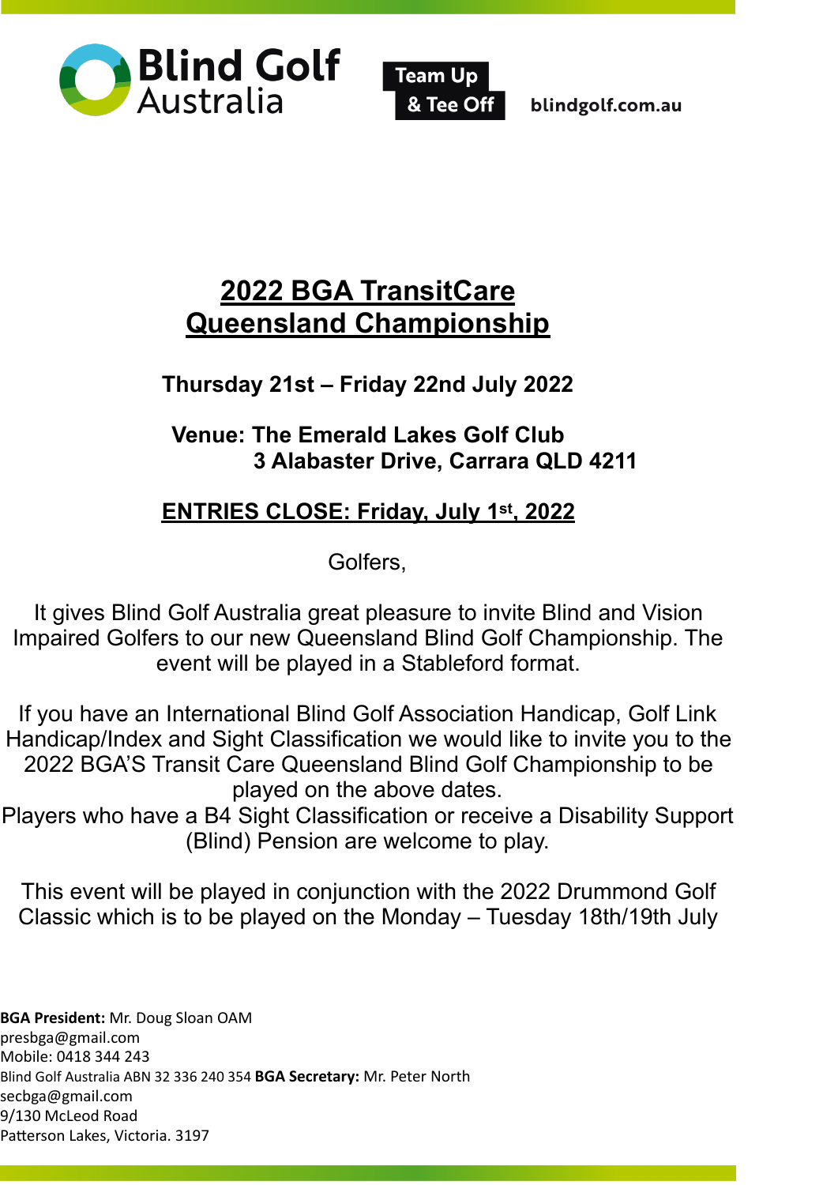Blind Golf Australia

Team Up & Tee Off

blindgolf.com.au

# 2022 BGA TransitCare Queensland Championship

**Thursday 21st – Friday 22nd July 2022**

**Venue: The Emerald Lakes Golf Club**
**3 Alabaster Drive, Carrara QLD 4211**

**ENTRIES CLOSE: Friday, July 1st, 2022**

Golfers,

It gives Blind Golf Australia great pleasure to invite Blind and Vision Impaired Golfers to our new Queensland Blind Golf Championship. The event will be played in a Stableford format.

If you have an International Blind Golf Association Handicap, Golf Link Handicap/Index and Sight Classification we would like to invite you to the 2022 BGA'S Transit Care Queensland Blind Golf Championship to be played on the above dates.
Players who have a B4 Sight Classification or receive a Disability Support (Blind) Pension are welcome to play.

This event will be played in conjunction with the 2022 Drummond Golf Classic which is to be played on the Monday – Tuesday 18th/19th July

**BGA President:** Mr. Doug Sloan OAM
presbga@gmail.com
Mobile: 0418 344 243
Blind Golf Australia ABN 32 336 240 354 **BGA Secretary:** Mr. Peter North
secbga@gmail.com
9/130 McLeod Road
Patterson Lakes, Victoria. 3197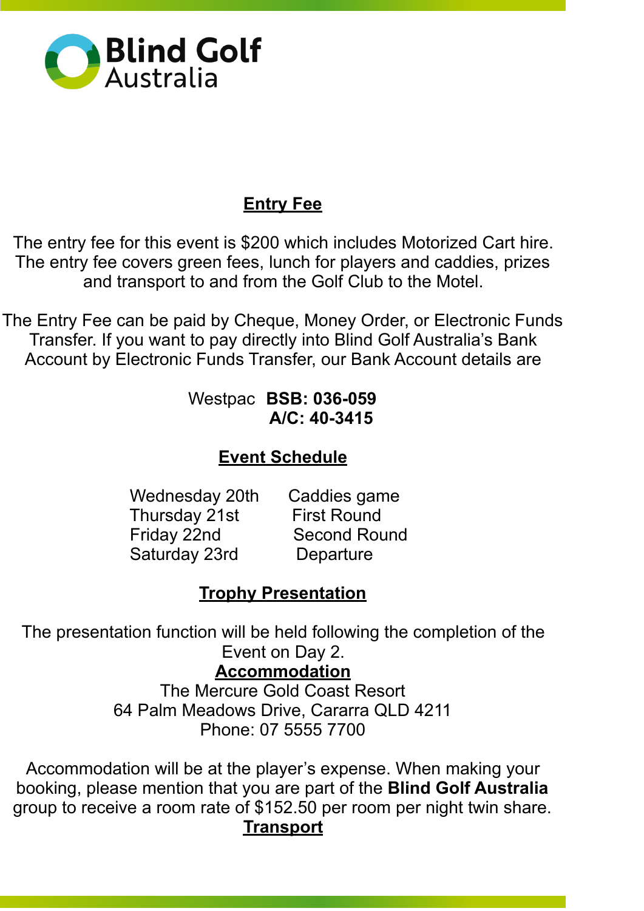**Blind Golf Australia**

## Entry Fee

The entry fee for this event is $200 which includes Motorized Cart hire. The entry fee covers green fees, lunch for players and caddies, prizes and transport to and from the Golf Club to the Motel.

The Entry Fee can be paid by Cheque, Money Order, or Electronic Funds Transfer. If you want to pay directly into Blind Golf Australia's Bank Account by Electronic Funds Transfer, our Bank Account details are

Westpac **BSB: 036-059**
**A/C: 40-3415**

## Event Schedule

| | |
|---|---|
| Wednesday 20th | Caddies game |
| Thursday 21st | First Round |
| Friday 22nd | Second Round |
| Saturday 23rd | Departure |

## Trophy Presentation

The presentation function will be held following the completion of the Event on Day 2.

## Accommodation

The Mercure Gold Coast Resort
64 Palm Meadows Drive, Cararra QLD 4211
Phone: 07 5555 7700

Accommodation will be at the player's expense. When making your booking, please mention that you are part of the **Blind Golf Australia** group to receive a room rate of $152.50 per room per night twin share.

## Transport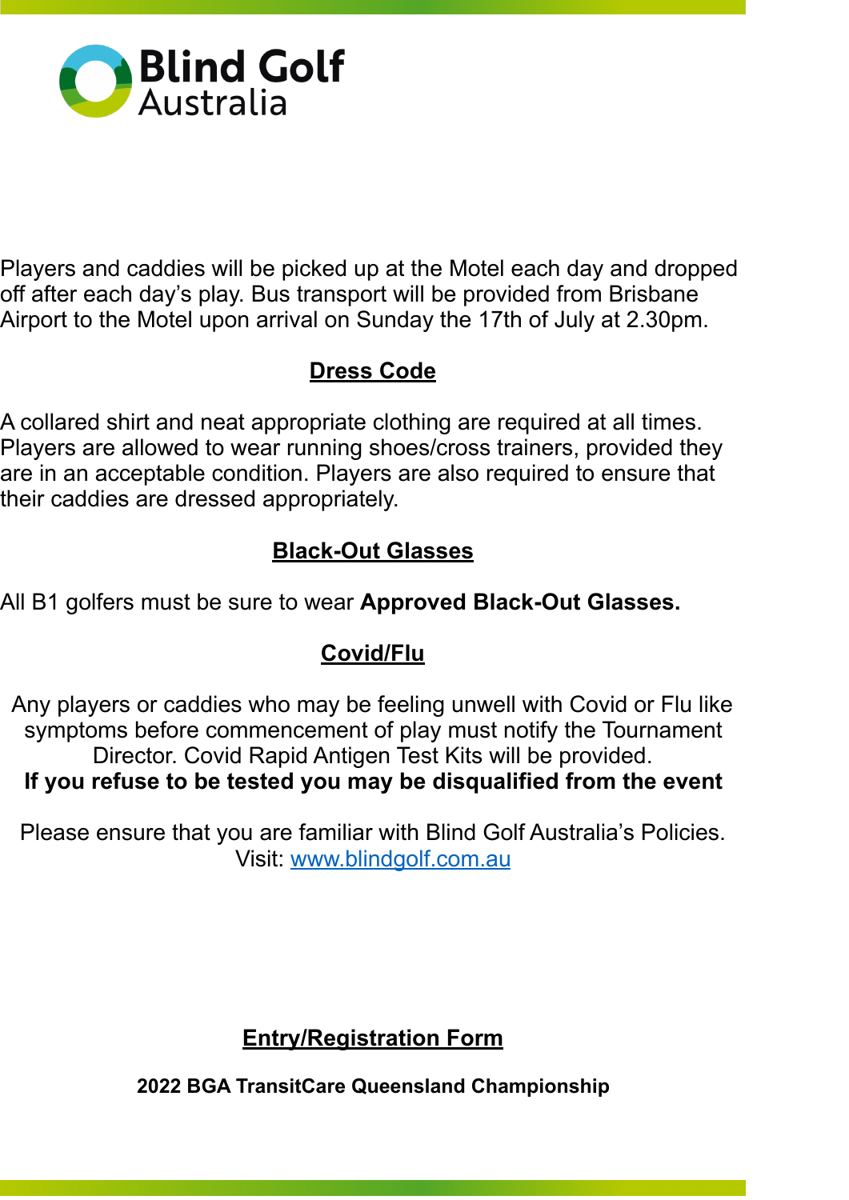Players and caddies will be picked up at the Motel each day and dropped off after each day's play. Bus transport will be provided from Brisbane Airport to the Motel upon arrival on Sunday the 17th of July at 2.30pm.

## Dress Code

A collared shirt and neat appropriate clothing are required at all times. Players are allowed to wear running shoes/cross trainers, provided they are in an acceptable condition. Players are also required to ensure that their caddies are dressed appropriately.

## Black-Out Glasses

All B1 golfers must be sure to wear **Approved Black-Out Glasses.**

## Covid/Flu

Any players or caddies who may be feeling unwell with Covid or Flu like symptoms before commencement of play must notify the Tournament Director. Covid Rapid Antigen Test Kits will be provided.
**If you refuse to be tested you may be disqualified from the event**

Please ensure that you are familiar with Blind Golf Australia's Policies.
Visit: [www.blindgolf.com.au](http://www.blindgolf.com.au)

## Entry/Registration Form

**2022 BGA TransitCare Queensland Championship**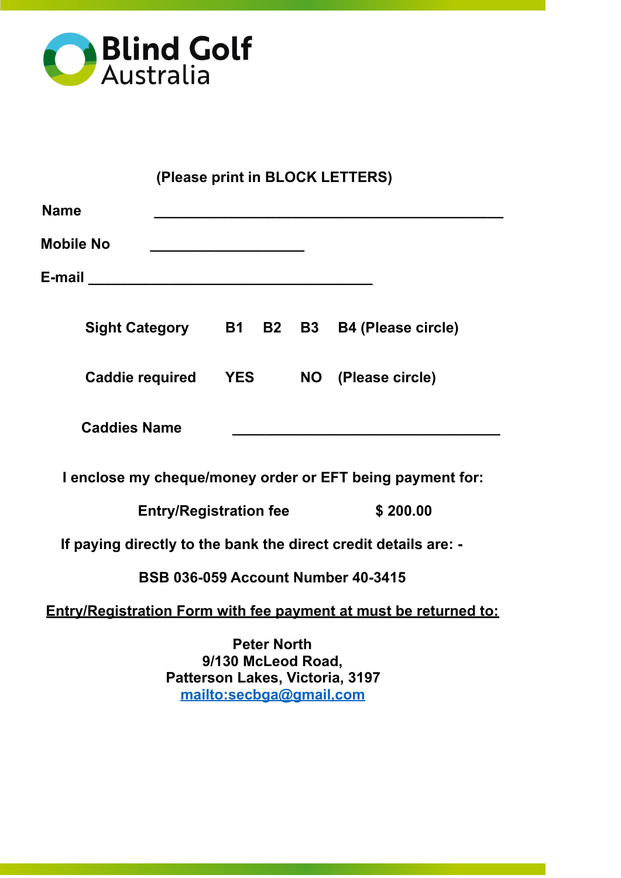Blind Golf Australia

**(Please print in BLOCK LETTERS)**

**Name** ____________________________________________

**Mobile No** ___________________

**E-mail** ___________________________________

**Sight Category** B1 B2 B3 B4 (Please circle)

**Caddie required** YES NO (Please circle)

**Caddies Name** _________________________________

**I enclose my cheque/money order or EFT being payment for:**

**Entry/Registration fee $ 200.00**

**If paying directly to the bank the direct credit details are: -**

**BSB 036-059 Account Number 40-3415**

**Entry/Registration Form with fee payment at must be returned to:**

**Peter North**
**9/130 McLeod Road,**
**Patterson Lakes, Victoria, 3197**
**mailto:secbga@gmail,com**